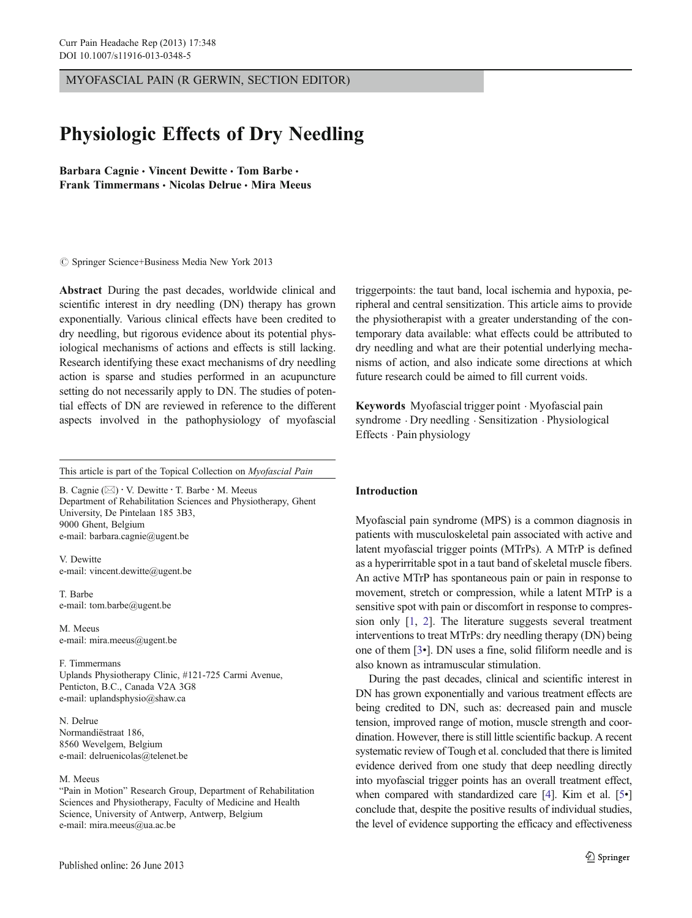MYOFASCIAL PAIN (R GERWIN, SECTION EDITOR)

# Physiologic Effects of Dry Needling

**Barbara Cagnie · Vincent Dewitte · Tom Barbe · Frank Timmermans · Nicolas Delrue · Mira Meeus**

© Springer Science+Business Media New York 2013

**Abstract** During the past decades, worldwide clinical and scientific interest in dry needling (DN) therapy has grown exponentially. Various clinical effects have been credited to dry needling, but rigorous evidence about its potential physiological mechanisms of actions and effects is still lacking. Research identifying these exact mechanisms of dry needling action is sparse and studies performed in an acupuncture setting do not necessarily apply to DN. The studies of potential effects of DN are reviewed in reference to the different aspects involved in the pathophysiology of myofascial triggerpoints: the taut band, local ischemia and hypoxia, peripheral and central sensitization. This article aims to provide the physiotherapist with a greater understanding of the contemporary data available: what effects could be attributed to dry needling and what are their potential underlying mechanisms of action, and also indicate some directions at which future research could be aimed to fill current voids.

**Keywords** Myofascial trigger point · Myofascial pain syndrome · Dry needling · Sensitization · Physiological Effects · Pain physiology

This article is part of the Topical Collection on *Myofascial Pain*

B. Cagnie (✉) · V. Dewitte · T. Barbe · M. Meeus
Department of Rehabilitation Sciences and Physiotherapy, Ghent University, De Pintelaan 185 3B3, 9000 Ghent, Belgium
e-mail: barbara.cagnie@ugent.be

V. Dewitte
e-mail: vincent.dewitte@ugent.be

T. Barbe
e-mail: tom.barbe@ugent.be

M. Meeus
e-mail: mira.meeus@ugent.be

F. Timmermans
Uplands Physiotherapy Clinic, #121-725 Carmi Avenue, Penticton, B.C., Canada V2A 3G8
e-mail: uplandsphysio@shaw.ca

N. Delrue
Normandiëstraat 186, 8560 Wevelgem, Belgium
e-mail: delruenicolas@telenet.be

M. Meeus
"Pain in Motion" Research Group, Department of Rehabilitation Sciences and Physiotherapy, Faculty of Medicine and Health Science, University of Antwerp, Antwerp, Belgium
e-mail: mira.meeus@ua.ac.be

## Introduction

Myofascial pain syndrome (MPS) is a common diagnosis in patients with musculoskeletal pain associated with active and latent myofascial trigger points (MTrPs). A MTrP is defined as a hyperirritable spot in a taut band of skeletal muscle fibers. An active MTrP has spontaneous pain or pain in response to movement, stretch or compression, while a latent MTrP is a sensitive spot with pain or discomfort in response to compression only [1, 2]. The literature suggests several treatment interventions to treat MTrPs: dry needling therapy (DN) being one of them [3•]. DN uses a fine, solid filiform needle and is also known as intramuscular stimulation.

During the past decades, clinical and scientific interest in DN has grown exponentially and various treatment effects are being credited to DN, such as: decreased pain and muscle tension, improved range of motion, muscle strength and coordination. However, there is still little scientific backup. A recent systematic review of Tough et al. concluded that there is limited evidence derived from one study that deep needling directly into myofascial trigger points has an overall treatment effect, when compared with standardized care [4]. Kim et al. [5•] conclude that, despite the positive results of individual studies, the level of evidence supporting the efficacy and effectiveness

Published online: 26 June 2013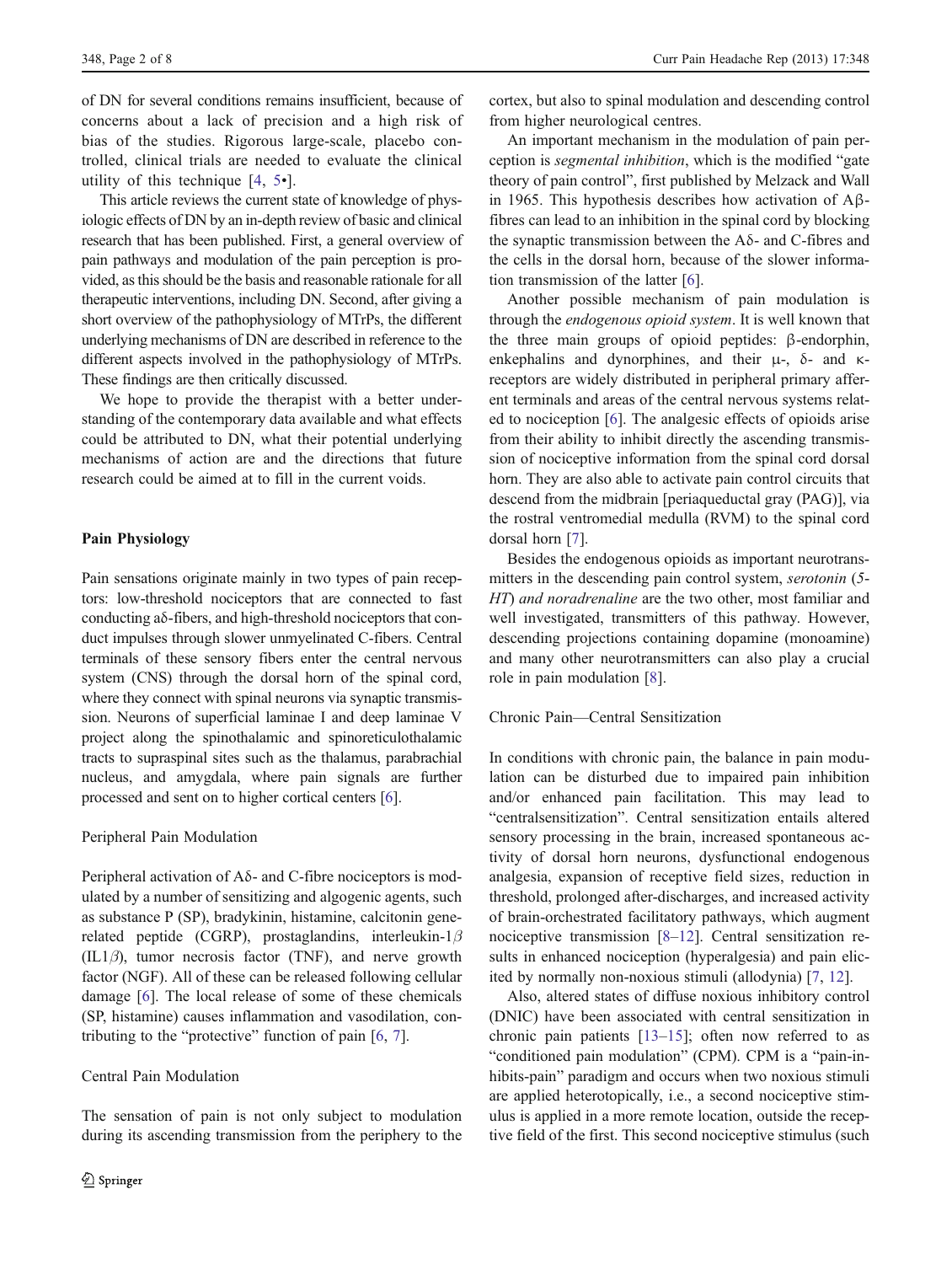of DN for several conditions remains insufficient, because of concerns about a lack of precision and a high risk of bias of the studies. Rigorous large-scale, placebo controlled, clinical trials are needed to evaluate the clinical utility of this technique [4, 5•].

This article reviews the current state of knowledge of physiologic effects of DN by an in-depth review of basic and clinical research that has been published. First, a general overview of pain pathways and modulation of the pain perception is provided, as this should be the basis and reasonable rationale for all therapeutic interventions, including DN. Second, after giving a short overview of the pathophysiology of MTrPs, the different underlying mechanisms of DN are described in reference to the different aspects involved in the pathophysiology of MTrPs. These findings are then critically discussed.

We hope to provide the therapist with a better understanding of the contemporary data available and what effects could be attributed to DN, what their potential underlying mechanisms of action are and the directions that future research could be aimed at to fill in the current voids.

## Pain Physiology

Pain sensations originate mainly in two types of pain receptors: low-threshold nociceptors that are connected to fast conducting aδ-fibers, and high-threshold nociceptors that conduct impulses through slower unmyelinated C-fibers. Central terminals of these sensory fibers enter the central nervous system (CNS) through the dorsal horn of the spinal cord, where they connect with spinal neurons via synaptic transmission. Neurons of superficial laminae I and deep laminae V project along the spinothalamic and spinoreticulothalamic tracts to supraspinal sites such as the thalamus, parabrachial nucleus, and amygdala, where pain signals are further processed and sent on to higher cortical centers [6].

### Peripheral Pain Modulation

Peripheral activation of Aδ- and C-fibre nociceptors is modulated by a number of sensitizing and algogenic agents, such as substance P (SP), bradykinin, histamine, calcitonin gene-related peptide (CGRP), prostaglandins, interleukin-1$\beta$ (IL1$\beta$), tumor necrosis factor (TNF), and nerve growth factor (NGF). All of these can be released following cellular damage [6]. The local release of some of these chemicals (SP, histamine) causes inflammation and vasodilation, contributing to the "protective" function of pain [6, 7].

### Central Pain Modulation

The sensation of pain is not only subject to modulation during its ascending transmission from the periphery to the cortex, but also to spinal modulation and descending control from higher neurological centres.

An important mechanism in the modulation of pain perception is *segmental inhibition*, which is the modified "gate theory of pain control", first published by Melzack and Wall in 1965. This hypothesis describes how activation of Aβ-fibres can lead to an inhibition in the spinal cord by blocking the synaptic transmission between the Aδ- and C-fibres and the cells in the dorsal horn, because of the slower information transmission of the latter [6].

Another possible mechanism of pain modulation is through the *endogenous opioid system*. It is well known that the three main groups of opioid peptides: β-endorphin, enkephalins and dynorphines, and their μ-, δ- and κ-receptors are widely distributed in peripheral primary afferent terminals and areas of the central nervous systems related to nociception [6]. The analgesic effects of opioids arise from their ability to inhibit directly the ascending transmission of nociceptive information from the spinal cord dorsal horn. They are also able to activate pain control circuits that descend from the midbrain [periaqueductal gray (PAG)], via the rostral ventromedial medulla (RVM) to the spinal cord dorsal horn [7].

Besides the endogenous opioids as important neurotransmitters in the descending pain control system, *serotonin (5-HT) and noradrenaline* are the two other, most familiar and well investigated, transmitters of this pathway. However, descending projections containing dopamine (monoamine) and many other neurotransmitters can also play a crucial role in pain modulation [8].

### Chronic Pain—Central Sensitization

In conditions with chronic pain, the balance in pain modulation can be disturbed due to impaired pain inhibition and/or enhanced pain facilitation. This may lead to "centralsensitization". Central sensitization entails altered sensory processing in the brain, increased spontaneous activity of dorsal horn neurons, dysfunctional endogenous analgesia, expansion of receptive field sizes, reduction in threshold, prolonged after-discharges, and increased activity of brain-orchestrated facilitatory pathways, which augment nociceptive transmission [8–12]. Central sensitization results in enhanced nociception (hyperalgesia) and pain elicited by normally non-noxious stimuli (allodynia) [7, 12].

Also, altered states of diffuse noxious inhibitory control (DNIC) have been associated with central sensitization in chronic pain patients [13–15]; often now referred to as "conditioned pain modulation" (CPM). CPM is a "pain-inhibits-pain" paradigm and occurs when two noxious stimuli are applied heterotopically, i.e., a second nociceptive stimulus is applied in a more remote location, outside the receptive field of the first. This second nociceptive stimulus (such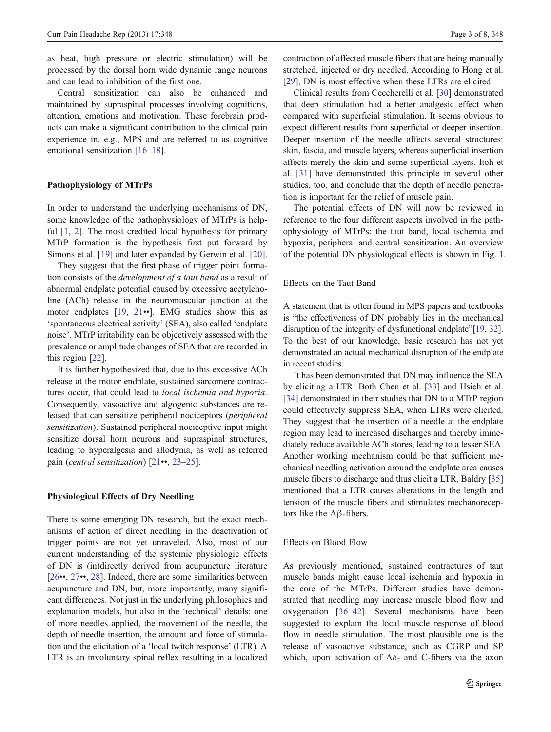as heat, high pressure or electric stimulation) will be processed by the dorsal horn wide dynamic range neurons and can lead to inhibition of the first one.

Central sensitization can also be enhanced and maintained by supraspinal processes involving cognitions, attention, emotions and motivation. These forebrain products can make a significant contribution to the clinical pain experience in, e.g., MPS and are referred to as cognitive emotional sensitization [16–18].

### Pathophysiology of MTrPs

In order to understand the underlying mechanisms of DN, some knowledge of the pathophysiology of MTrPs is helpful [1, 2]. The most credited local hypothesis for primary MTrP formation is the hypothesis first put forward by Simons et al. [19] and later expanded by Gerwin et al. [20].

They suggest that the first phase of trigger point formation consists of the *development of a taut band* as a result of abnormal endplate potential caused by excessive acetylcholine (ACh) release in the neuromuscular junction at the motor endplates [19, 21••]. EMG studies show this as 'spontaneous electrical activity' (SEA), also called 'endplate noise'. MTrP irritability can be objectively assessed with the prevalence or amplitude changes of SEA that are recorded in this region [22].

It is further hypothesized that, due to this excessive ACh release at the motor endplate, sustained sarcomere contractures occur, that could lead to *local ischemia and hypoxia*. Consequently, vasoactive and algogenic substances are released that can sensitize peripheral nociceptors (*peripheral sensitization*). Sustained peripheral nociceptive input might sensitize dorsal horn neurons and supraspinal structures, leading to hyperalgesia and allodynia, as well as referred pain (*central sensitization*) [21••, 23–25].

### Physiological Effects of Dry Needling

There is some emerging DN research, but the exact mechanisms of action of direct needling in the deactivation of trigger points are not yet unraveled. Also, most of our current understanding of the systemic physiologic effects of DN is (in)directly derived from acupuncture literature [26••, 27••, 28]. Indeed, there are some similarities between acupuncture and DN, but, more importantly, many significant differences. Not just in the underlying philosophies and explanation models, but also in the 'technical' details: one of more needles applied, the movement of the needle, the depth of needle insertion, the amount and force of stimulation and the elicitation of a 'local twitch response' (LTR). A LTR is an involuntary spinal reflex resulting in a localized contraction of affected muscle fibers that are being manually stretched, injected or dry needled. According to Hong et al. [29], DN is most effective when these LTRs are elicited.

Clinical results from Ceccherelli et al. [30] demonstrated that deep stimulation had a better analgesic effect when compared with superficial stimulation. It seems obvious to expect different results from superficial or deeper insertion. Deeper insertion of the needle affects several structures: skin, fascia, and muscle layers, whereas superficial insertion affects merely the skin and some superficial layers. Itoh et al. [31] have demonstrated this principle in several other studies, too, and conclude that the depth of needle penetration is important for the relief of muscle pain.

The potential effects of DN will now be reviewed in reference to the four different aspects involved in the pathophysiology of MTrPs: the taut band, local ischemia and hypoxia, peripheral and central sensitization. An overview of the potential DN physiological effects is shown in Fig. 1.

#### Effects on the Taut Band

A statement that is often found in MPS papers and textbooks is "the effectiveness of DN probably lies in the mechanical disruption of the integrity of dysfunctional endplate"[19, 32]. To the best of our knowledge, basic research has not yet demonstrated an actual mechanical disruption of the endplate in recent studies.

It has been demonstrated that DN may influence the SEA by eliciting a LTR. Both Chen et al. [33] and Hsieh et al. [34] demonstrated in their studies that DN to a MTrP region could effectively suppress SEA, when LTRs were elicited. They suggest that the insertion of a needle at the endplate region may lead to increased discharges and thereby immediately reduce available ACh stores, leading to a lesser SEA. Another working mechanism could be that sufficient mechanical needling activation around the endplate area causes muscle fibers to discharge and thus elicit a LTR. Baldry [35] mentioned that a LTR causes alterations in the length and tension of the muscle fibers and stimulates mechanoreceptors like the Aβ-fibers.

#### Effects on Blood Flow

As previously mentioned, sustained contractures of taut muscle bands might cause local ischemia and hypoxia in the core of the MTrPs. Different studies have demonstrated that needling may increase muscle blood flow and oxygenation [36–42]. Several mechanisms have been suggested to explain the local muscle response of blood flow in needle stimulation. The most plausible one is the release of vasoactive substance, such as CGRP and SP which, upon activation of Aδ- and C-fibers via the axon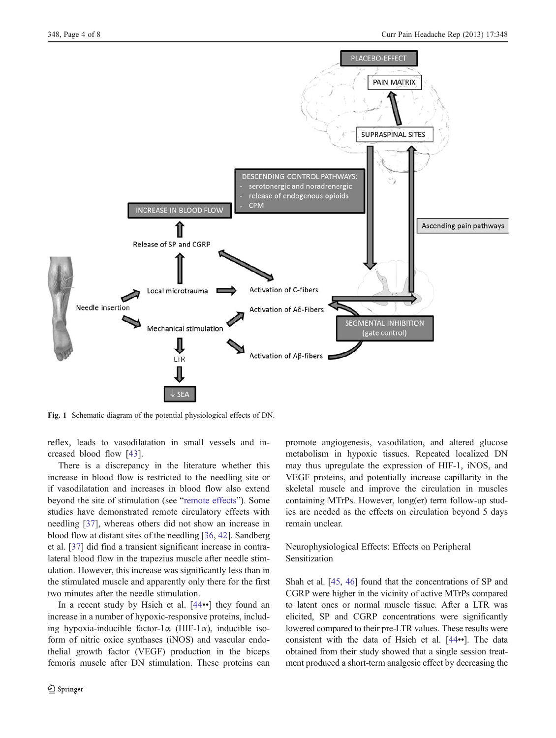Fig. 1 Schematic diagram of the potential physiological effects of DN.

reflex, leads to vasodilatation in small vessels and increased blood flow [43].

There is a discrepancy in the literature whether this increase in blood flow is restricted to the needling site or if vasodilatation and increases in blood flow also extend beyond the site of stimulation (see "remote effects"). Some studies have demonstrated remote circulatory effects with needling [37], whereas others did not show an increase in blood flow at distant sites of the needling [36, 42]. Sandberg et al. [37] did find a transient significant increase in contralateral blood flow in the trapezius muscle after needle stimulation. However, this increase was significantly less than in the stimulated muscle and apparently only there for the first two minutes after the needle stimulation.

In a recent study by Hsieh et al. [44••] they found an increase in a number of hypoxic-responsive proteins, including hypoxia-inducible factor-1α (HIF-1α), inducible isoform of nitric oxice synthases (iNOS) and vascular endothelial growth factor (VEGF) production in the biceps femoris muscle after DN stimulation. These proteins can promote angiogenesis, vasodilation, and altered glucose metabolism in hypoxic tissues. Repeated localized DN may thus upregulate the expression of HIF-1, iNOS, and VEGF proteins, and potentially increase capillarity in the skeletal muscle and improve the circulation in muscles containing MTrPs. However, long(er) term follow-up studies are needed as the effects on circulation beyond 5 days remain unclear.

## Neurophysiological Effects: Effects on Peripheral Sensitization

Shah et al. [45, 46] found that the concentrations of SP and CGRP were higher in the vicinity of active MTrPs compared to latent ones or normal muscle tissue. After a LTR was elicited, SP and CGRP concentrations were significantly lowered compared to their pre-LTR values. These results were consistent with the data of Hsieh et al. [44••]. The data obtained from their study showed that a single session treatment produced a short-term analgesic effect by decreasing the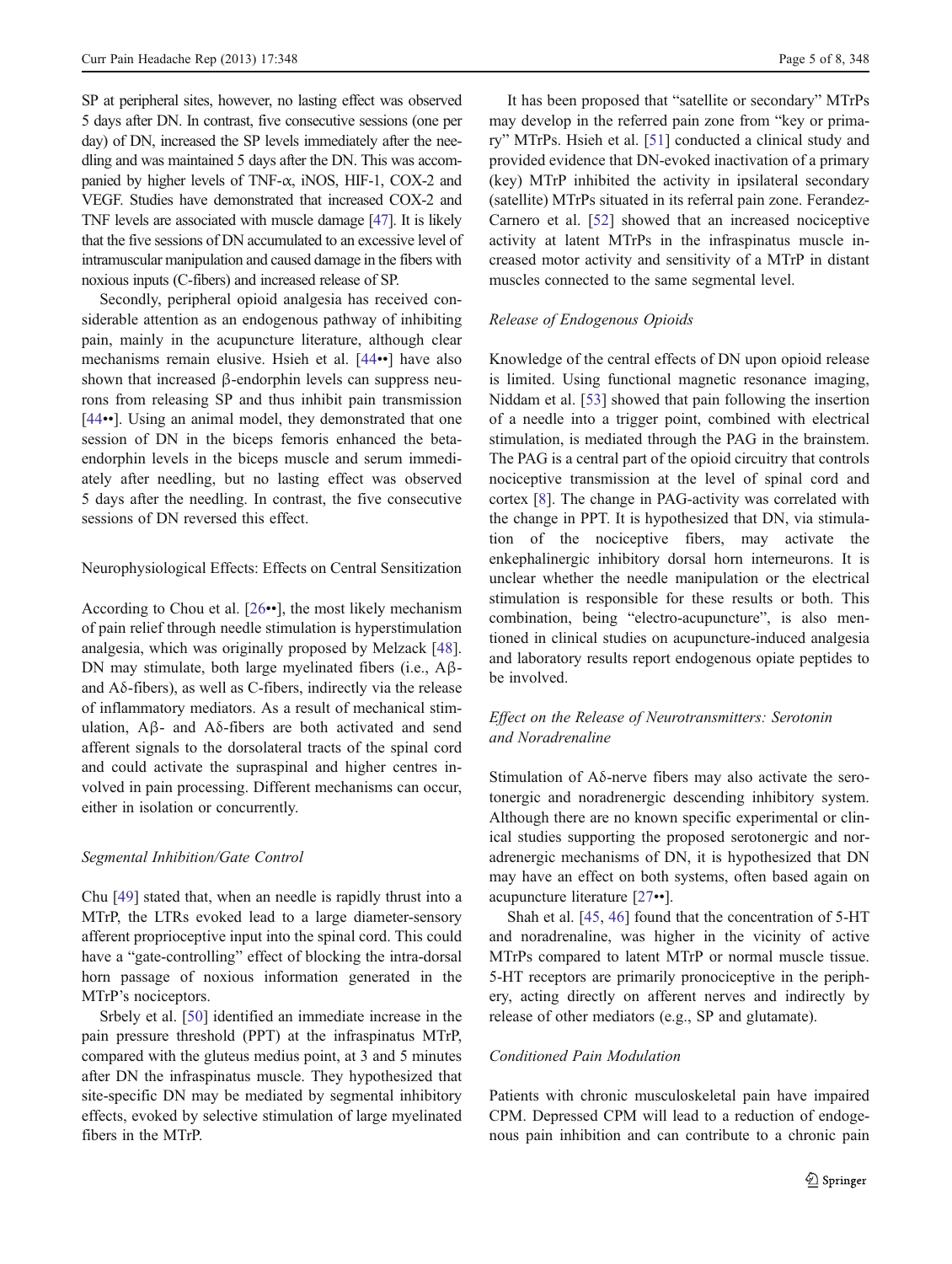SP at peripheral sites, however, no lasting effect was observed 5 days after DN. In contrast, five consecutive sessions (one per day) of DN, increased the SP levels immediately after the needling and was maintained 5 days after the DN. This was accompanied by higher levels of TNF-α, iNOS, HIF-1, COX-2 and VEGF. Studies have demonstrated that increased COX-2 and TNF levels are associated with muscle damage [47]. It is likely that the five sessions of DN accumulated to an excessive level of intramuscular manipulation and caused damage in the fibers with noxious inputs (C-fibers) and increased release of SP.

Secondly, peripheral opioid analgesia has received considerable attention as an endogenous pathway of inhibiting pain, mainly in the acupuncture literature, although clear mechanisms remain elusive. Hsieh et al. [44••] have also shown that increased β-endorphin levels can suppress neurons from releasing SP and thus inhibit pain transmission [44••]. Using an animal model, they demonstrated that one session of DN in the biceps femoris enhanced the beta-endorphin levels in the biceps muscle and serum immediately after needling, but no lasting effect was observed 5 days after the needling. In contrast, the five consecutive sessions of DN reversed this effect.

## Neurophysiological Effects: Effects on Central Sensitization

According to Chou et al. [26••], the most likely mechanism of pain relief through needle stimulation is hyperstimulation analgesia, which was originally proposed by Melzack [48]. DN may stimulate, both large myelinated fibers (i.e., Aβ- and Aδ-fibers), as well as C-fibers, indirectly via the release of inflammatory mediators. As a result of mechanical stimulation, Aβ- and Aδ-fibers are both activated and send afferent signals to the dorsolateral tracts of the spinal cord and could activate the supraspinal and higher centres involved in pain processing. Different mechanisms can occur, either in isolation or concurrently.

### *Segmental Inhibition/Gate Control*

Chu [49] stated that, when an needle is rapidly thrust into a MTrP, the LTRs evoked lead to a large diameter-sensory afferent proprioceptive input into the spinal cord. This could have a "gate-controlling" effect of blocking the intra-dorsal horn passage of noxious information generated in the MTrP's nociceptors.

Srbely et al. [50] identified an immediate increase in the pain pressure threshold (PPT) at the infraspinatus MTrP, compared with the gluteus medius point, at 3 and 5 minutes after DN the infraspinatus muscle. They hypothesized that site-specific DN may be mediated by segmental inhibitory effects, evoked by selective stimulation of large myelinated fibers in the MTrP.

It has been proposed that "satellite or secondary" MTrPs may develop in the referred pain zone from "key or primary" MTrPs. Hsieh et al. [51] conducted a clinical study and provided evidence that DN-evoked inactivation of a primary (key) MTrP inhibited the activity in ipsilateral secondary (satellite) MTrPs situated in its referral pain zone. Ferandez-Carnero et al. [52] showed that an increased nociceptive activity at latent MTrPs in the infraspinatus muscle increased motor activity and sensitivity of a MTrP in distant muscles connected to the same segmental level.

### *Release of Endogenous Opioids*

Knowledge of the central effects of DN upon opioid release is limited. Using functional magnetic resonance imaging, Niddam et al. [53] showed that pain following the insertion of a needle into a trigger point, combined with electrical stimulation, is mediated through the PAG in the brainstem. The PAG is a central part of the opioid circuitry that controls nociceptive transmission at the level of spinal cord and cortex [8]. The change in PAG-activity was correlated with the change in PPT. It is hypothesized that DN, via stimulation of the nociceptive fibers, may activate the enkephalinergic inhibitory dorsal horn interneurons. It is unclear whether the needle manipulation or the electrical stimulation is responsible for these results or both. This combination, being "electro-acupuncture", is also mentioned in clinical studies on acupuncture-induced analgesia and laboratory results report endogenous opiate peptides to be involved.

### *Effect on the Release of Neurotransmitters: Serotonin and Noradrenaline*

Stimulation of Aδ-nerve fibers may also activate the serotonergic and noradrenergic descending inhibitory system. Although there are no known specific experimental or clinical studies supporting the proposed serotonergic and noradrenergic mechanisms of DN, it is hypothesized that DN may have an effect on both systems, often based again on acupuncture literature [27••].

Shah et al. [45, 46] found that the concentration of 5-HT and noradrenaline, was higher in the vicinity of active MTrPs compared to latent MTrP or normal muscle tissue. 5-HT receptors are primarily pronociceptive in the periphery, acting directly on afferent nerves and indirectly by release of other mediators (e.g., SP and glutamate).

### *Conditioned Pain Modulation*

Patients with chronic musculoskeletal pain have impaired CPM. Depressed CPM will lead to a reduction of endogenous pain inhibition and can contribute to a chronic pain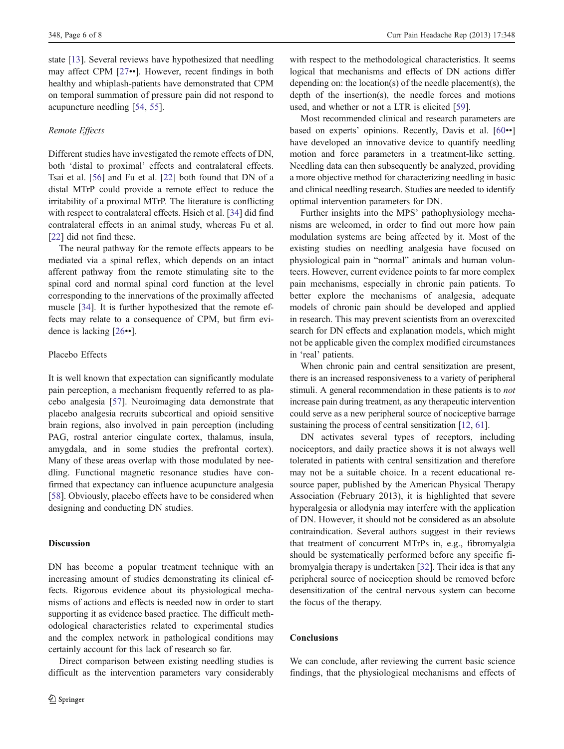state [13]. Several reviews have hypothesized that needling may affect CPM [27••]. However, recent findings in both healthy and whiplash-patients have demonstrated that CPM on temporal summation of pressure pain did not respond to acupuncture needling [54, 55].

*Remote Effects*

Different studies have investigated the remote effects of DN, both 'distal to proximal' effects and contralateral effects. Tsai et al. [56] and Fu et al. [22] both found that DN of a distal MTrP could provide a remote effect to reduce the irritability of a proximal MTrP. The literature is conflicting with respect to contralateral effects. Hsieh et al. [34] did find contralateral effects in an animal study, whereas Fu et al. [22] did not find these.

The neural pathway for the remote effects appears to be mediated via a spinal reflex, which depends on an intact afferent pathway from the remote stimulating site to the spinal cord and normal spinal cord function at the level corresponding to the innervations of the proximally affected muscle [34]. It is further hypothesized that the remote effects may relate to a consequence of CPM, but firm evidence is lacking [26••].

Placebo Effects

It is well known that expectation can significantly modulate pain perception, a mechanism frequently referred to as placebo analgesia [57]. Neuroimaging data demonstrate that placebo analgesia recruits subcortical and opioid sensitive brain regions, also involved in pain perception (including PAG, rostral anterior cingulate cortex, thalamus, insula, amygdala, and in some studies the prefrontal cortex). Many of these areas overlap with those modulated by needling. Functional magnetic resonance studies have confirmed that expectancy can influence acupuncture analgesia [58]. Obviously, placebo effects have to be considered when designing and conducting DN studies.

## Discussion

DN has become a popular treatment technique with an increasing amount of studies demonstrating its clinical effects. Rigorous evidence about its physiological mechanisms of actions and effects is needed now in order to start supporting it as evidence based practice. The difficult methodological characteristics related to experimental studies and the complex network in pathological conditions may certainly account for this lack of research so far.

Direct comparison between existing needling studies is difficult as the intervention parameters vary considerably with respect to the methodological characteristics. It seems logical that mechanisms and effects of DN actions differ depending on: the location(s) of the needle placement(s), the depth of the insertion(s), the needle forces and motions used, and whether or not a LTR is elicited [59].

Most recommended clinical and research parameters are based on experts' opinions. Recently, Davis et al. [60••] have developed an innovative device to quantify needling motion and force parameters in a treatment-like setting. Needling data can then subsequently be analyzed, providing a more objective method for characterizing needling in basic and clinical needling research. Studies are needed to identify optimal intervention parameters for DN.

Further insights into the MPS' pathophysiology mechanisms are welcomed, in order to find out more how pain modulation systems are being affected by it. Most of the existing studies on needling analgesia have focused on physiological pain in "normal" animals and human volunteers. However, current evidence points to far more complex pain mechanisms, especially in chronic pain patients. To better explore the mechanisms of analgesia, adequate models of chronic pain should be developed and applied in research. This may prevent scientists from an overexcited search for DN effects and explanation models, which might not be applicable given the complex modified circumstances in 'real' patients.

When chronic pain and central sensitization are present, there is an increased responsiveness to a variety of peripheral stimuli. A general recommendation in these patients is to *not* increase pain during treatment, as any therapeutic intervention could serve as a new peripheral source of nociceptive barrage sustaining the process of central sensitization [12, 61].

DN activates several types of receptors, including nociceptors, and daily practice shows it is not always well tolerated in patients with central sensitization and therefore may not be a suitable choice. In a recent educational resource paper, published by the American Physical Therapy Association (February 2013), it is highlighted that severe hyperalgesia or allodynia may interfere with the application of DN. However, it should not be considered as an absolute contraindication. Several authors suggest in their reviews that treatment of concurrent MTrPs in, e.g., fibromyalgia should be systematically performed before any specific fibromyalgia therapy is undertaken [32]. Their idea is that any peripheral source of nociception should be removed before desensitization of the central nervous system can become the focus of the therapy.

## Conclusions

We can conclude, after reviewing the current basic science findings, that the physiological mechanisms and effects of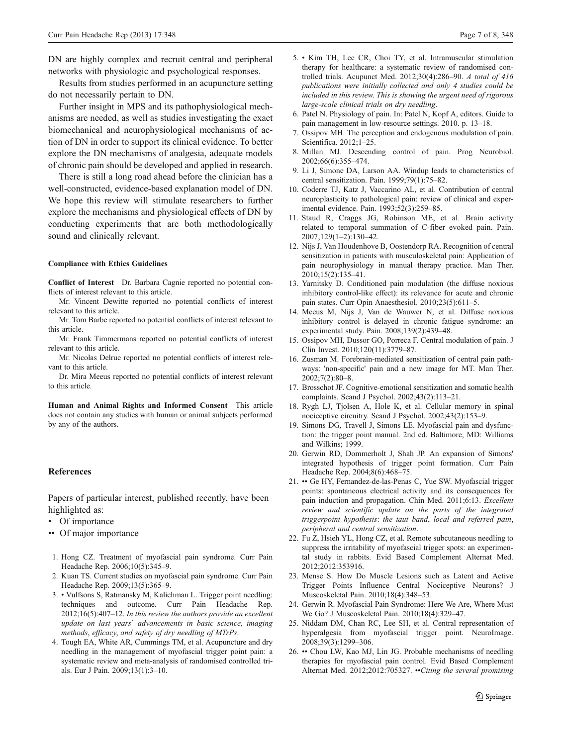DN are highly complex and recruit central and peripheral networks with physiologic and psychological responses.

Results from studies performed in an acupuncture setting do not necessarily pertain to DN.

Further insight in MPS and its pathophysiological mechanisms are needed, as well as studies investigating the exact biomechanical and neurophysiological mechanisms of action of DN in order to support its clinical evidence. To better explore the DN mechanisms of analgesia, adequate models of chronic pain should be developed and applied in research.

There is still a long road ahead before the clinician has a well-constructed, evidence-based explanation model of DN. We hope this review will stimulate researchers to further explore the mechanisms and physiological effects of DN by conducting experiments that are both methodologically sound and clinically relevant.

#### Compliance with Ethics Guidelines

**Conflict of Interest** Dr. Barbara Cagnie reported no potential conflicts of interest relevant to this article.

Mr. Vincent Dewitte reported no potential conflicts of interest relevant to this article.

Mr. Tom Barbe reported no potential conflicts of interest relevant to this article.

Mr. Frank Timmermans reported no potential conflicts of interest relevant to this article.

Mr. Nicolas Delrue reported no potential conflicts of interest relevant to this article.

Dr. Mira Meeus reported no potential conflicts of interest relevant to this article.

**Human and Animal Rights and Informed Consent** This article does not contain any studies with human or animal subjects performed by any of the authors.

## References

Papers of particular interest, published recently, have been highlighted as:

- • Of importance
- •• Of major importance

1. Hong CZ. Treatment of myofascial pain syndrome. Curr Pain Headache Rep. 2006;10(5):345–9.
2. Kuan TS. Current studies on myofascial pain syndrome. Curr Pain Headache Rep. 2009;13(5):365–9.
3. • Vulfsons S, Ratmansky M, Kalichman L. Trigger point needling: techniques and outcome. Curr Pain Headache Rep. 2012;16(5):407–12. *In this review the authors provide an excellent update on last years' advancements in basic science, imaging methods, efficacy, and safety of dry needling of MTrPs.*
4. Tough EA, White AR, Cummings TM, et al. Acupuncture and dry needling in the management of myofascial trigger point pain: a systematic review and meta-analysis of randomised controlled trials. Eur J Pain. 2009;13(1):3–10.
5. • Kim TH, Lee CR, Choi TY, et al. Intramuscular stimulation therapy for healthcare: a systematic review of randomised controlled trials. Acupunct Med. 2012;30(4):286–90. *A total of 416 publications were initially collected and only 4 studies could be included in this review. This is showing the urgent need of rigorous large-scale clinical trials on dry needling.*
6. Patel N. Physiology of pain. In: Patel N, Kopf A, editors. Guide to pain management in low-resource settings. 2010. p. 13–18.
7. Ossipov MH. The perception and endogenous modulation of pain. Scientifica. 2012;1–25.
8. Millan MJ. Descending control of pain. Prog Neurobiol. 2002;66(6):355–474.
9. Li J, Simone DA, Larson AA. Windup leads to characteristics of central sensitization. Pain. 1999;79(1):75–82.
10. Coderre TJ, Katz J, Vaccarino AL, et al. Contribution of central neuroplasticity to pathological pain: review of clinical and experimental evidence. Pain. 1993;52(3):259–85.
11. Staud R, Craggs JG, Robinson ME, et al. Brain activity related to temporal summation of C-fiber evoked pain. Pain. 2007;129(1–2):130–42.
12. Nijs J, Van Houdenhove B, Oostendorp RA. Recognition of central sensitization in patients with musculoskeletal pain: Application of pain neurophysiology in manual therapy practice. Man Ther. 2010;15(2):135–41.
13. Yarnitsky D. Conditioned pain modulation (the diffuse noxious inhibitory control-like effect): its relevance for acute and chronic pain states. Curr Opin Anaesthesiol. 2010;23(5):611–5.
14. Meeus M, Nijs J, Van de Wauwer N, et al. Diffuse noxious inhibitory control is delayed in chronic fatigue syndrome: an experimental study. Pain. 2008;139(2):439–48.
15. Ossipov MH, Dussor GO, Porreca F. Central modulation of pain. J Clin Invest. 2010;120(11):3779–87.
16. Zusman M. Forebrain-mediated sensitization of central pain pathways: 'non-specific' pain and a new image for MT. Man Ther. 2002;7(2):80–8.
17. Brosschot JF. Cognitive-emotional sensitization and somatic health complaints. Scand J Psychol. 2002;43(2):113–21.
18. Rygh LJ, Tjolsen A, Hole K, et al. Cellular memory in spinal nociceptive circuitry. Scand J Psychol. 2002;43(2):153–9.
19. Simons DG, Travell J, Simons LE. Myofascial pain and dysfunction: the trigger point manual. 2nd ed. Baltimore, MD: Williams and Wilkins; 1999.
20. Gerwin RD, Dommerholt J, Shah JP. An expansion of Simons' integrated hypothesis of trigger point formation. Curr Pain Headache Rep. 2004;8(6):468–75.
21. •• Ge HY, Fernandez-de-las-Penas C, Yue SW. Myofascial trigger points: spontaneous electrical activity and its consequences for pain induction and propagation. Chin Med. 2011;6:13. *Excellent review and scientific update on the parts of the integrated triggerpoint hypothesis: the taut band, local and referred pain, peripheral and central sensitization.*
22. Fu Z, Hsieh YL, Hong CZ, et al. Remote subcutaneous needling to suppress the irritability of myofascial trigger spots: an experimental study in rabbits. Evid Based Complement Alternat Med. 2012;2012:353916.
23. Mense S. How Do Muscle Lesions such as Latent and Active Trigger Points Influence Central Nociceptive Neurons? J Muscoskeletal Pain. 2010;18(4):348–53.
24. Gerwin R. Myofascial Pain Syndrome: Here We Are, Where Must We Go? J Muscoskeletal Pain. 2010;18(4):329–47.
25. Niddam DM, Chan RC, Lee SH, et al. Central representation of hyperalgesia from myofascial trigger point. NeuroImage. 2008;39(3):1299–306.
26. •• Chou LW, Kao MJ, Lin JG. Probable mechanisms of needling therapies for myofascial pain control. Evid Based Complement Alternat Med. 2012;2012:705327. *••Citing the several promising*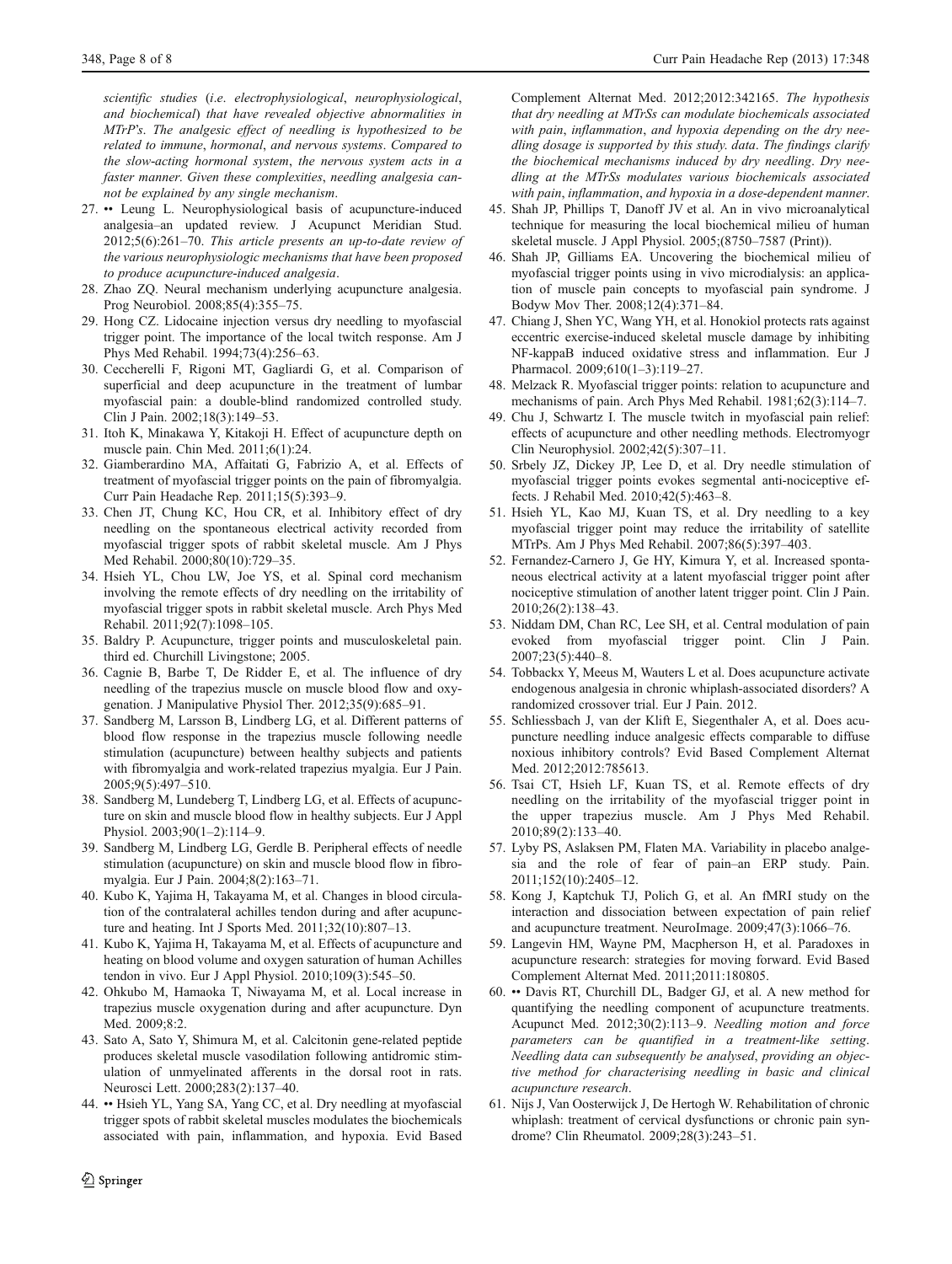scientific studies (*i.e*. *electrophysiological*, *neurophysiological*, *and biochemical*) *that have revealed objective abnormalities in MTrP's*. *The analgesic effect of needling is hypothesized to be related to immune*, *hormonal*, *and nervous systems*. *Compared to the slow-acting hormonal system*, *the nervous system acts in a faster manner*. *Given these complexities*, *needling analgesia cannot be explained by any single mechanism*.

27. •• Leung L. Neurophysiological basis of acupuncture-induced analgesia–an updated review. J Acupunct Meridian Stud. 2012;5(6):261–70. *This article presents an up-to-date review of the various neurophysiologic mechanisms that have been proposed to produce acupuncture-induced analgesia*.
28. Zhao ZQ. Neural mechanism underlying acupuncture analgesia. Prog Neurobiol. 2008;85(4):355–75.
29. Hong CZ. Lidocaine injection versus dry needling to myofascial trigger point. The importance of the local twitch response. Am J Phys Med Rehabil. 1994;73(4):256–63.
30. Ceccherelli F, Rigoni MT, Gagliardi G, et al. Comparison of superficial and deep acupuncture in the treatment of lumbar myofascial pain: a double-blind randomized controlled study. Clin J Pain. 2002;18(3):149–53.
31. Itoh K, Minakawa Y, Kitakoji H. Effect of acupuncture depth on muscle pain. Chin Med. 2011;6(1):24.
32. Giamberardino MA, Affaitati G, Fabrizio A, et al. Effects of treatment of myofascial trigger points on the pain of fibromyalgia. Curr Pain Headache Rep. 2011;15(5):393–9.
33. Chen JT, Chung KC, Hou CR, et al. Inhibitory effect of dry needling on the spontaneous electrical activity recorded from myofascial trigger spots of rabbit skeletal muscle. Am J Phys Med Rehabil. 2000;80(10):729–35.
34. Hsieh YL, Chou LW, Joe YS, et al. Spinal cord mechanism involving the remote effects of dry needling on the irritability of myofascial trigger spots in rabbit skeletal muscle. Arch Phys Med Rehabil. 2011;92(7):1098–105.
35. Baldry P. Acupuncture, trigger points and musculoskeletal pain. third ed. Churchill Livingstone; 2005.
36. Cagnie B, Barbe T, De Ridder E, et al. The influence of dry needling of the trapezius muscle on muscle blood flow and oxygenation. J Manipulative Physiol Ther. 2012;35(9):685–91.
37. Sandberg M, Larsson B, Lindberg LG, et al. Different patterns of blood flow response in the trapezius muscle following needle stimulation (acupuncture) between healthy subjects and patients with fibromyalgia and work-related trapezius myalgia. Eur J Pain. 2005;9(5):497–510.
38. Sandberg M, Lundeberg T, Lindberg LG, et al. Effects of acupuncture on skin and muscle blood flow in healthy subjects. Eur J Appl Physiol. 2003;90(1–2):114–9.
39. Sandberg M, Lindberg LG, Gerdle B. Peripheral effects of needle stimulation (acupuncture) on skin and muscle blood flow in fibromyalgia. Eur J Pain. 2004;8(2):163–71.
40. Kubo K, Yajima H, Takayama M, et al. Changes in blood circulation of the contralateral achilles tendon during and after acupuncture and heating. Int J Sports Med. 2011;32(10):807–13.
41. Kubo K, Yajima H, Takayama M, et al. Effects of acupuncture and heating on blood volume and oxygen saturation of human Achilles tendon in vivo. Eur J Appl Physiol. 2010;109(3):545–50.
42. Ohkubo M, Hamaoka T, Niwayama M, et al. Local increase in trapezius muscle oxygenation during and after acupuncture. Dyn Med. 2009;8:2.
43. Sato A, Sato Y, Shimura M, et al. Calcitonin gene-related peptide produces skeletal muscle vasodilation following antidromic stimulation of unmyelinated afferents in the dorsal root in rats. Neurosci Lett. 2000;283(2):137–40.
44. •• Hsieh YL, Yang SA, Yang CC, et al. Dry needling at myofascial trigger spots of rabbit skeletal muscles modulates the biochemicals associated with pain, inflammation, and hypoxia. Evid Based Complement Alternat Med. 2012;2012:342165. *The hypothesis that dry needling at MTrSs can modulate biochemicals associated with pain*, *inflammation*, *and hypoxia depending on the dry needling dosage is supported by this study*. *data*. *The findings clarify the biochemical mechanisms induced by dry needling*. *Dry needling at the MTrSs modulates various biochemicals associated with pain*, *inflammation*, *and hypoxia in a dose-dependent manner*.
45. Shah JP, Phillips T, Danoff JV et al. An in vivo microanalytical technique for measuring the local biochemical milieu of human skeletal muscle. J Appl Physiol. 2005;(8750–7587 (Print)).
46. Shah JP, Gilliams EA. Uncovering the biochemical milieu of myofascial trigger points using in vivo microdialysis: an application of muscle pain concepts to myofascial pain syndrome. J Bodyw Mov Ther. 2008;12(4):371–84.
47. Chiang J, Shen YC, Wang YH, et al. Honokiol protects rats against eccentric exercise-induced skeletal muscle damage by inhibiting NF-kappaB induced oxidative stress and inflammation. Eur J Pharmacol. 2009;610(1–3):119–27.
48. Melzack R. Myofascial trigger points: relation to acupuncture and mechanisms of pain. Arch Phys Med Rehabil. 1981;62(3):114–7.
49. Chu J, Schwartz I. The muscle twitch in myofascial pain relief: effects of acupuncture and other needling methods. Electromyogr Clin Neurophysiol. 2002;42(5):307–11.
50. Srbely JZ, Dickey JP, Lee D, et al. Dry needle stimulation of myofascial trigger points evokes segmental anti-nociceptive effects. J Rehabil Med. 2010;42(5):463–8.
51. Hsieh YL, Kao MJ, Kuan TS, et al. Dry needling to a key myofascial trigger point may reduce the irritability of satellite MTrPs. Am J Phys Med Rehabil. 2007;86(5):397–403.
52. Fernandez-Carnero J, Ge HY, Kimura Y, et al. Increased spontaneous electrical activity at a latent myofascial trigger point after nociceptive stimulation of another latent trigger point. Clin J Pain. 2010;26(2):138–43.
53. Niddam DM, Chan RC, Lee SH, et al. Central modulation of pain evoked from myofascial trigger point. Clin J Pain. 2007;23(5):440–8.
54. Tobbackx Y, Meeus M, Wauters L et al. Does acupuncture activate endogenous analgesia in chronic whiplash-associated disorders? A randomized crossover trial. Eur J Pain. 2012.
55. Schliessbach J, van der Klift E, Siegenthaler A, et al. Does acupuncture needling induce analgesic effects comparable to diffuse noxious inhibitory controls? Evid Based Complement Alternat Med. 2012;2012:785613.
56. Tsai CT, Hsieh LF, Kuan TS, et al. Remote effects of dry needling on the irritability of the myofascial trigger point in the upper trapezius muscle. Am J Phys Med Rehabil. 2010;89(2):133–40.
57. Lyby PS, Aslaksen PM, Flaten MA. Variability in placebo analgesia and the role of fear of pain–an ERP study. Pain. 2011;152(10):2405–12.
58. Kong J, Kaptchuk TJ, Polich G, et al. An fMRI study on the interaction and dissociation between expectation of pain relief and acupuncture treatment. NeuroImage. 2009;47(3):1066–76.
59. Langevin HM, Wayne PM, Macpherson H, et al. Paradoxes in acupuncture research: strategies for moving forward. Evid Based Complement Alternat Med. 2011;2011:180805.
60. •• Davis RT, Churchill DL, Badger GJ, et al. A new method for quantifying the needling component of acupuncture treatments. Acupunct Med. 2012;30(2):113–9. *Needling motion and force parameters can be quantified in a treatment-like setting*. *Needling data can subsequently be analysed*, *providing an objective method for characterising needling in basic and clinical acupuncture research*.
61. Nijs J, Van Oosterwijck J, De Hertogh W. Rehabilitation of chronic whiplash: treatment of cervical dysfunctions or chronic pain syndrome? Clin Rheumatol. 2009;28(3):243–51.